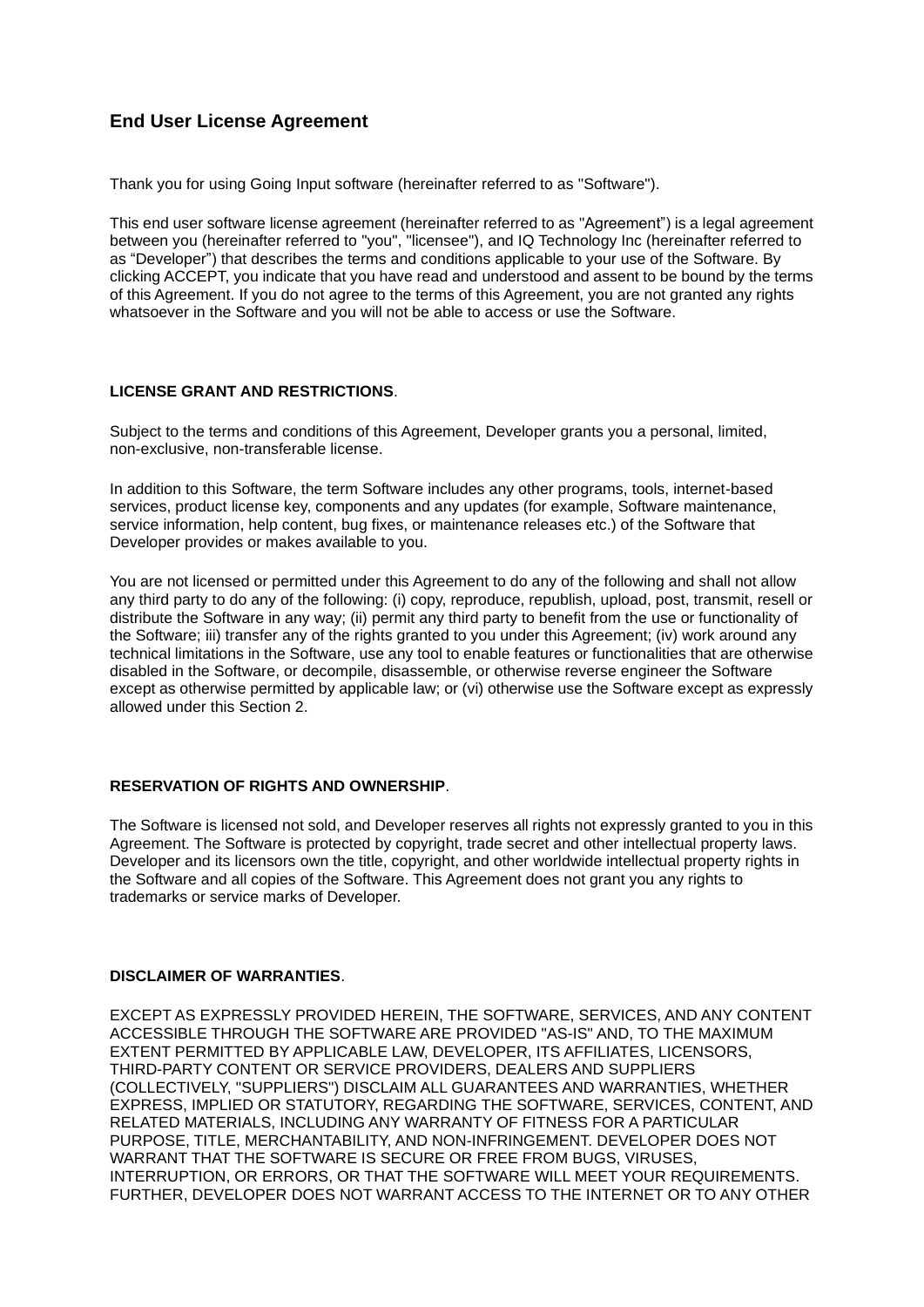# End User License Agreement

Thank you for using Going Input software (hereinafter referred to as "Software").

This end user software license agreement (hereinafter referred to as "Agreement") is a legal agreement between you (hereinafter referred to "you", "licensee"), and IQ Technology Inc (hereinafter referred to as "Developer") that describes the terms and conditions applicable to your use of the Software. By clicking ACCEPT, you indicate that you have read and understood and assent to be bound by the terms of this Agreement. If you do not agree to the terms of this Agreement, you are not granted any rights whatsoever in the Software and you will not be able to access or use the Software.

**LICENSE GRANT AND RESTRICTIONS**.

Subject to the terms and conditions of this Agreement, Developer grants you a personal, limited, non-exclusive, non-transferable license.

In addition to this Software, the term Software includes any other programs, tools, internet-based services, product license key, components and any updates (for example, Software maintenance, service information, help content, bug fixes, or maintenance releases etc.) of the Software that Developer provides or makes available to you.

You are not licensed or permitted under this Agreement to do any of the following and shall not allow any third party to do any of the following: (i) copy, reproduce, republish, upload, post, transmit, resell or distribute the Software in any way; (ii) permit any third party to benefit from the use or functionality of the Software; iii) transfer any of the rights granted to you under this Agreement; (iv) work around any technical limitations in the Software, use any tool to enable features or functionalities that are otherwise disabled in the Software, or decompile, disassemble, or otherwise reverse engineer the Software except as otherwise permitted by applicable law; or (vi) otherwise use the Software except as expressly allowed under this Section 2.

**RESERVATION OF RIGHTS AND OWNERSHIP**.

The Software is licensed not sold, and Developer reserves all rights not expressly granted to you in this Agreement. The Software is protected by copyright, trade secret and other intellectual property laws. Developer and its licensors own the title, copyright, and other worldwide intellectual property rights in the Software and all copies of the Software. This Agreement does not grant you any rights to trademarks or service marks of Developer.

**DISCLAIMER OF WARRANTIES**.

EXCEPT AS EXPRESSLY PROVIDED HEREIN, THE SOFTWARE, SERVICES, AND ANY CONTENT ACCESSIBLE THROUGH THE SOFTWARE ARE PROVIDED "AS-IS" AND, TO THE MAXIMUM EXTENT PERMITTED BY APPLICABLE LAW, DEVELOPER, ITS AFFILIATES, LICENSORS, THIRD-PARTY CONTENT OR SERVICE PROVIDERS, DEALERS AND SUPPLIERS (COLLECTIVELY, "SUPPLIERS") DISCLAIM ALL GUARANTEES AND WARRANTIES, WHETHER EXPRESS, IMPLIED OR STATUTORY, REGARDING THE SOFTWARE, SERVICES, CONTENT, AND RELATED MATERIALS, INCLUDING ANY WARRANTY OF FITNESS FOR A PARTICULAR PURPOSE, TITLE, MERCHANTABILITY, AND NON-INFRINGEMENT. DEVELOPER DOES NOT WARRANT THAT THE SOFTWARE IS SECURE OR FREE FROM BUGS, VIRUSES, INTERRUPTION, OR ERRORS, OR THAT THE SOFTWARE WILL MEET YOUR REQUIREMENTS. FURTHER, DEVELOPER DOES NOT WARRANT ACCESS TO THE INTERNET OR TO ANY OTHER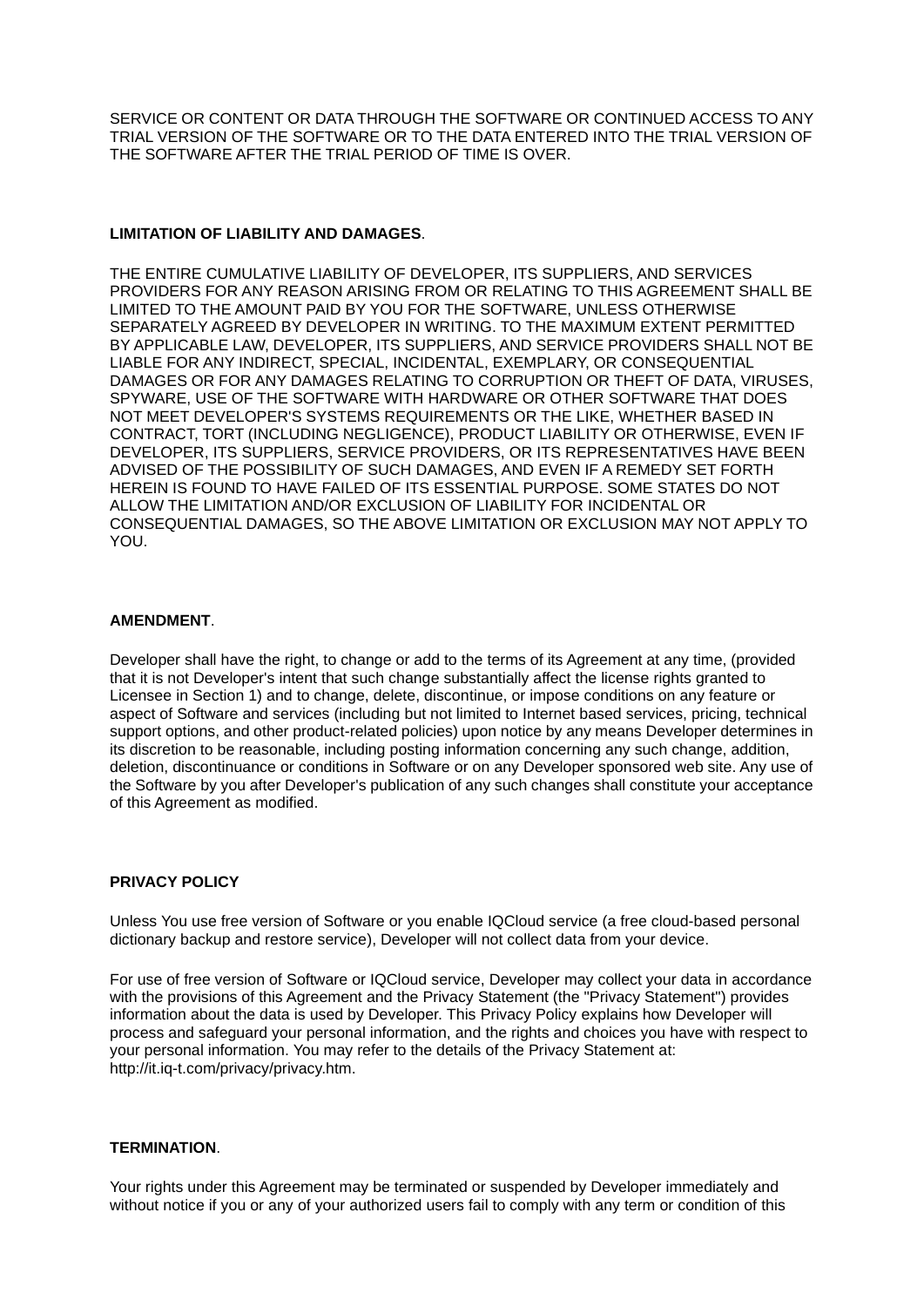SERVICE OR CONTENT OR DATA THROUGH THE SOFTWARE OR CONTINUED ACCESS TO ANY TRIAL VERSION OF THE SOFTWARE OR TO THE DATA ENTERED INTO THE TRIAL VERSION OF THE SOFTWARE AFTER THE TRIAL PERIOD OF TIME IS OVER.

**LIMITATION OF LIABILITY AND DAMAGES**.

THE ENTIRE CUMULATIVE LIABILITY OF DEVELOPER, ITS SUPPLIERS, AND SERVICES PROVIDERS FOR ANY REASON ARISING FROM OR RELATING TO THIS AGREEMENT SHALL BE LIMITED TO THE AMOUNT PAID BY YOU FOR THE SOFTWARE, UNLESS OTHERWISE SEPARATELY AGREED BY DEVELOPER IN WRITING. TO THE MAXIMUM EXTENT PERMITTED BY APPLICABLE LAW, DEVELOPER, ITS SUPPLIERS, AND SERVICE PROVIDERS SHALL NOT BE LIABLE FOR ANY INDIRECT, SPECIAL, INCIDENTAL, EXEMPLARY, OR CONSEQUENTIAL DAMAGES OR FOR ANY DAMAGES RELATING TO CORRUPTION OR THEFT OF DATA, VIRUSES, SPYWARE, USE OF THE SOFTWARE WITH HARDWARE OR OTHER SOFTWARE THAT DOES NOT MEET DEVELOPER'S SYSTEMS REQUIREMENTS OR THE LIKE, WHETHER BASED IN CONTRACT, TORT (INCLUDING NEGLIGENCE), PRODUCT LIABILITY OR OTHERWISE, EVEN IF DEVELOPER, ITS SUPPLIERS, SERVICE PROVIDERS, OR ITS REPRESENTATIVES HAVE BEEN ADVISED OF THE POSSIBILITY OF SUCH DAMAGES, AND EVEN IF A REMEDY SET FORTH HEREIN IS FOUND TO HAVE FAILED OF ITS ESSENTIAL PURPOSE. SOME STATES DO NOT ALLOW THE LIMITATION AND/OR EXCLUSION OF LIABILITY FOR INCIDENTAL OR CONSEQUENTIAL DAMAGES, SO THE ABOVE LIMITATION OR EXCLUSION MAY NOT APPLY TO YOU.

**AMENDMENT**.

Developer shall have the right, to change or add to the terms of its Agreement at any time, (provided that it is not Developer's intent that such change substantially affect the license rights granted to Licensee in Section 1) and to change, delete, discontinue, or impose conditions on any feature or aspect of Software and services (including but not limited to Internet based services, pricing, technical support options, and other product-related policies) upon notice by any means Developer determines in its discretion to be reasonable, including posting information concerning any such change, addition, deletion, discontinuance or conditions in Software or on any Developer sponsored web site. Any use of the Software by you after Developer's publication of any such changes shall constitute your acceptance of this Agreement as modified.

**PRIVACY POLICY**

Unless You use free version of Software or you enable IQCloud service (a free cloud-based personal dictionary backup and restore service), Developer will not collect data from your device.

For use of free version of Software or IQCloud service, Developer may collect your data in accordance with the provisions of this Agreement and the Privacy Statement (the "Privacy Statement") provides information about the data is used by Developer. This Privacy Policy explains how Developer will process and safeguard your personal information, and the rights and choices you have with respect to your personal information. You may refer to the details of the Privacy Statement at: http://it.iq-t.com/privacy/privacy.htm.

**TERMINATION**.

Your rights under this Agreement may be terminated or suspended by Developer immediately and without notice if you or any of your authorized users fail to comply with any term or condition of this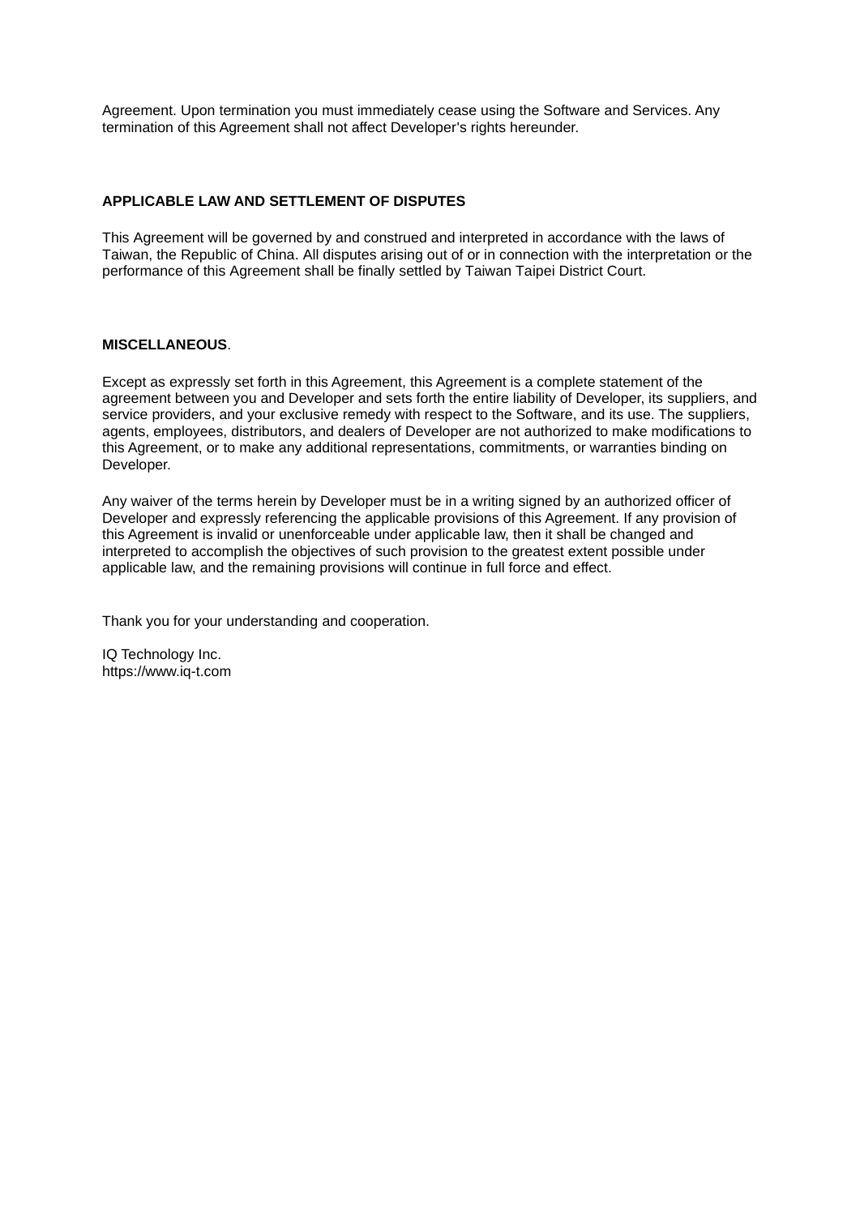Agreement. Upon termination you must immediately cease using the Software and Services. Any termination of this Agreement shall not affect Developer's rights hereunder.

**APPLICABLE LAW AND SETTLEMENT OF DISPUTES**

This Agreement will be governed by and construed and interpreted in accordance with the laws of Taiwan, the Republic of China. All disputes arising out of or in connection with the interpretation or the performance of this Agreement shall be finally settled by Taiwan Taipei District Court.

**MISCELLANEOUS**.

Except as expressly set forth in this Agreement, this Agreement is a complete statement of the agreement between you and Developer and sets forth the entire liability of Developer, its suppliers, and service providers, and your exclusive remedy with respect to the Software, and its use. The suppliers, agents, employees, distributors, and dealers of Developer are not authorized to make modifications to this Agreement, or to make any additional representations, commitments, or warranties binding on Developer.

Any waiver of the terms herein by Developer must be in a writing signed by an authorized officer of Developer and expressly referencing the applicable provisions of this Agreement. If any provision of this Agreement is invalid or unenforceable under applicable law, then it shall be changed and interpreted to accomplish the objectives of such provision to the greatest extent possible under applicable law, and the remaining provisions will continue in full force and effect.

Thank you for your understanding and cooperation.

IQ Technology Inc.
https://www.iq-t.com